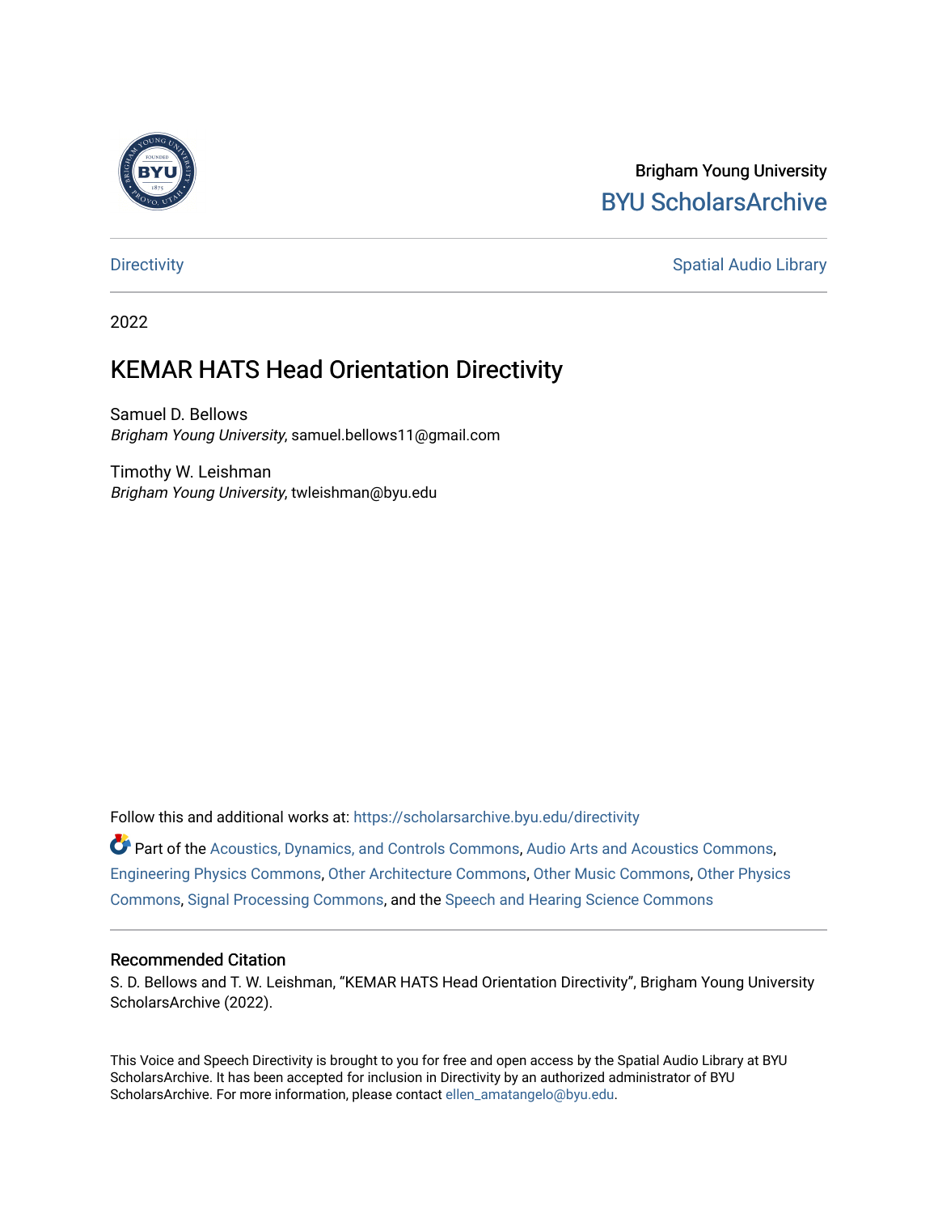Brigham Young University

BYU ScholarsArchive

Directivity | Spatial Audio Library

2022

# KEMAR HATS Head Orientation Directivity

Samuel D. Bellows
*Brigham Young University*, samuel.bellows11@gmail.com

Timothy W. Leishman
*Brigham Young University*, twleishman@byu.edu

Follow this and additional works at: https://scholarsarchive.byu.edu/directivity

Part of the Acoustics, Dynamics, and Controls Commons, Audio Arts and Acoustics Commons, Engineering Physics Commons, Other Architecture Commons, Other Music Commons, Other Physics Commons, Signal Processing Commons, and the Speech and Hearing Science Commons

## Recommended Citation

S. D. Bellows and T. W. Leishman, "KEMAR HATS Head Orientation Directivity", Brigham Young University ScholarsArchive (2022).

This Voice and Speech Directivity is brought to you for free and open access by the Spatial Audio Library at BYU ScholarsArchive. It has been accepted for inclusion in Directivity by an authorized administrator of BYU ScholarsArchive. For more information, please contact ellen_amatangelo@byu.edu.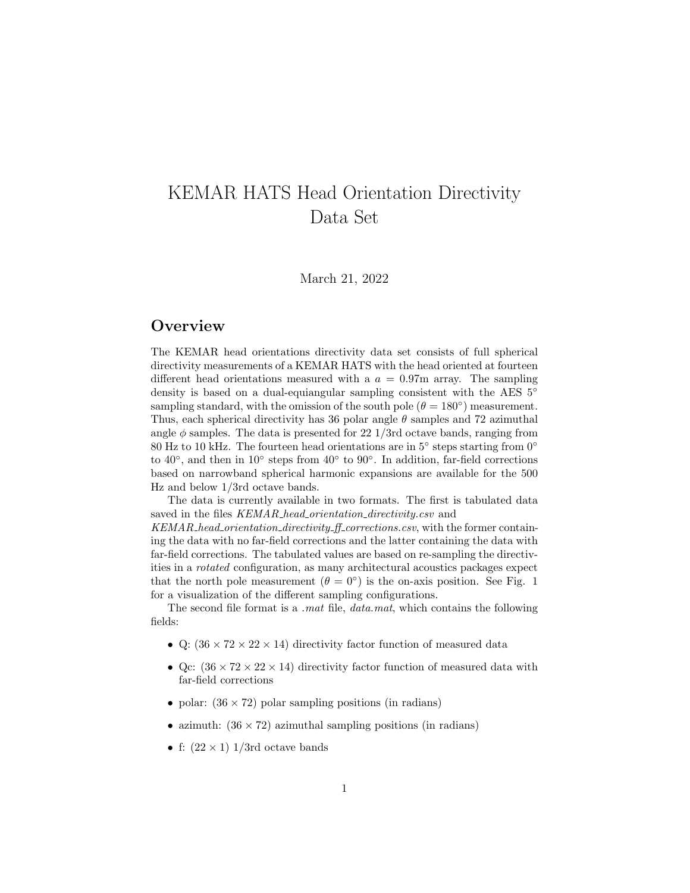# KEMAR HATS Head Orientation Directivity Data Set

March 21, 2022

## Overview

The KEMAR head orientations directivity data set consists of full spherical directivity measurements of a KEMAR HATS with the head oriented at fourteen different head orientations measured with a $a = 0.97$m array. The sampling density is based on a dual-equiangular sampling consistent with the AES 5° sampling standard, with the omission of the south pole ($\theta = 180°$) measurement. Thus, each spherical directivity has 36 polar angle $\theta$ samples and 72 azimuthal angle $\phi$ samples. The data is presented for 22 1/3rd octave bands, ranging from 80 Hz to 10 kHz. The fourteen head orientations are in 5° steps starting from 0° to 40°, and then in 10° steps from 40° to 90°. In addition, far-field corrections based on narrowband spherical harmonic expansions are available for the 500 Hz and below 1/3rd octave bands.

The data is currently available in two formats. The first is tabulated data saved in the files *KEMAR_head_orientation_directivity.csv* and *KEMAR_head_orientation_directivity_ff_corrections.csv*, with the former containing the data with no far-field corrections and the latter containing the data with far-field corrections. The tabulated values are based on re-sampling the directivities in a *rotated* configuration, as many architectural acoustics packages expect that the north pole measurement ($\theta = 0°$) is the on-axis position. See Fig. 1 for a visualization of the different sampling configurations.

The second file format is a *.mat* file, *data.mat*, which contains the following fields:

- Q: ($36 \times 72 \times 22 \times 14$) directivity factor function of measured data
- Qc: ($36 \times 72 \times 22 \times 14$) directivity factor function of measured data with far-field corrections
- polar: ($36 \times 72$) polar sampling positions (in radians)
- azimuth: ($36 \times 72$) azimuthal sampling positions (in radians)
- f: ($22 \times 1$) 1/3rd octave bands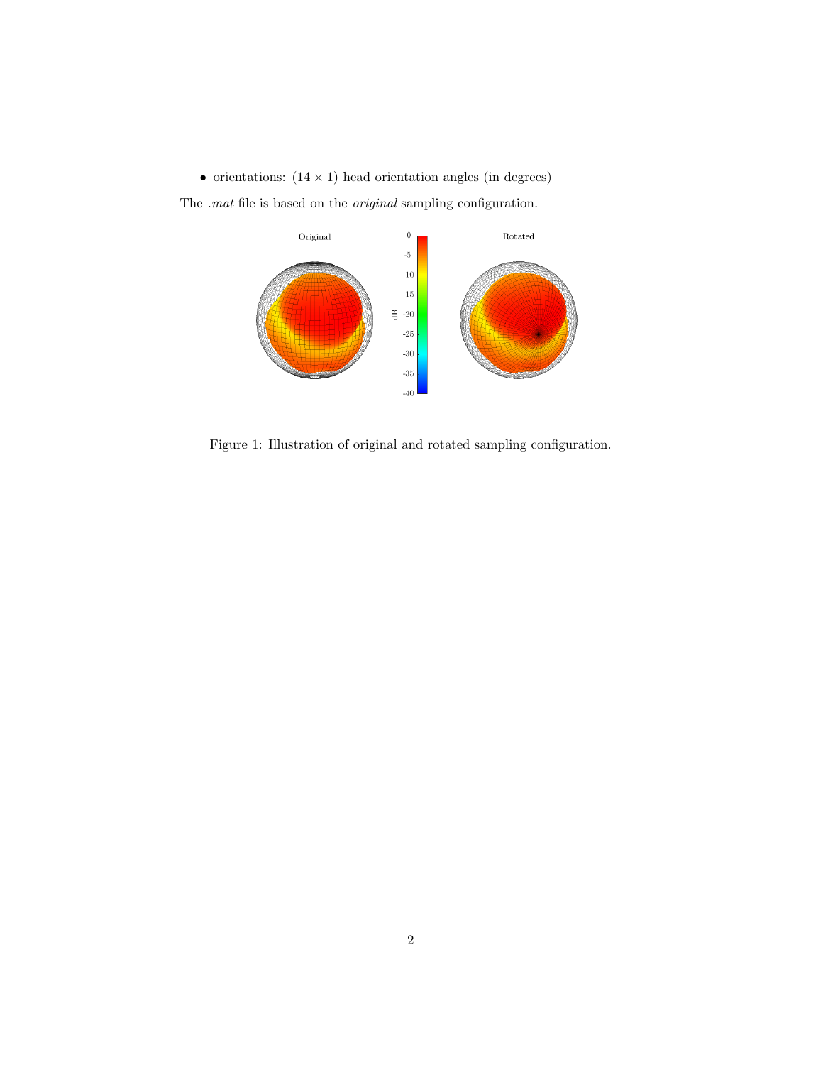- orientations: $(14 \times 1)$ head orientation angles (in degrees)

The *.mat* file is based on the *original* sampling configuration.

Original

Rotated

0
-5
-10
-15
-20
-25
-30
-35
-40
dB

Figure 1: Illustration of original and rotated sampling configuration.